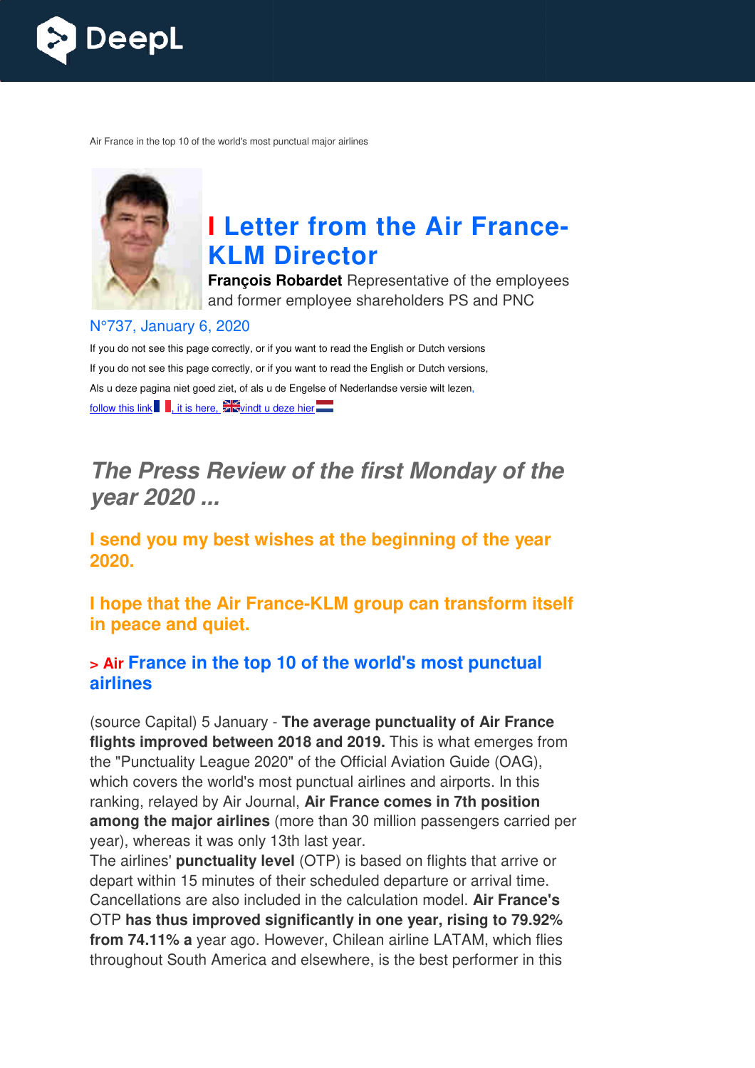Air France in the top 10 of the world's most punctual major airlines

# I Letter from the Air France-KLM Director

**François Robardet** Representative of the employees and former employee shareholders PS and PNC

N°737, January 6, 2020

If you do not see this page correctly, or if you want to read the English or Dutch versions

If you do not see this page correctly, or if you want to read the English or Dutch versions,

Als u deze pagina niet goed ziet, of als u de Engelse of Nederlandse versie wilt lezen,

follow this link, it is here, vindt u deze hier

## *The Press Review of the first Monday of the year 2020 ...*

### I send you my best wishes at the beginning of the year 2020.

### I hope that the Air France-KLM group can transform itself in peace and quiet.

### > Air France in the top 10 of the world's most punctual airlines

(source Capital) 5 January - **The average punctuality of Air France flights improved between 2018 and 2019.** This is what emerges from the "Punctuality League 2020" of the Official Aviation Guide (OAG), which covers the world's most punctual airlines and airports. In this ranking, relayed by Air Journal, **Air France comes in 7th position among the major airlines** (more than 30 million passengers carried per year), whereas it was only 13th last year.
The airlines' **punctuality level** (OTP) is based on flights that arrive or depart within 15 minutes of their scheduled departure or arrival time. Cancellations are also included in the calculation model. **Air France's** OTP **has thus improved significantly in one year, rising to 79.92% from 74.11% a** year ago. However, Chilean airline LATAM, which flies throughout South America and elsewhere, is the best performer in this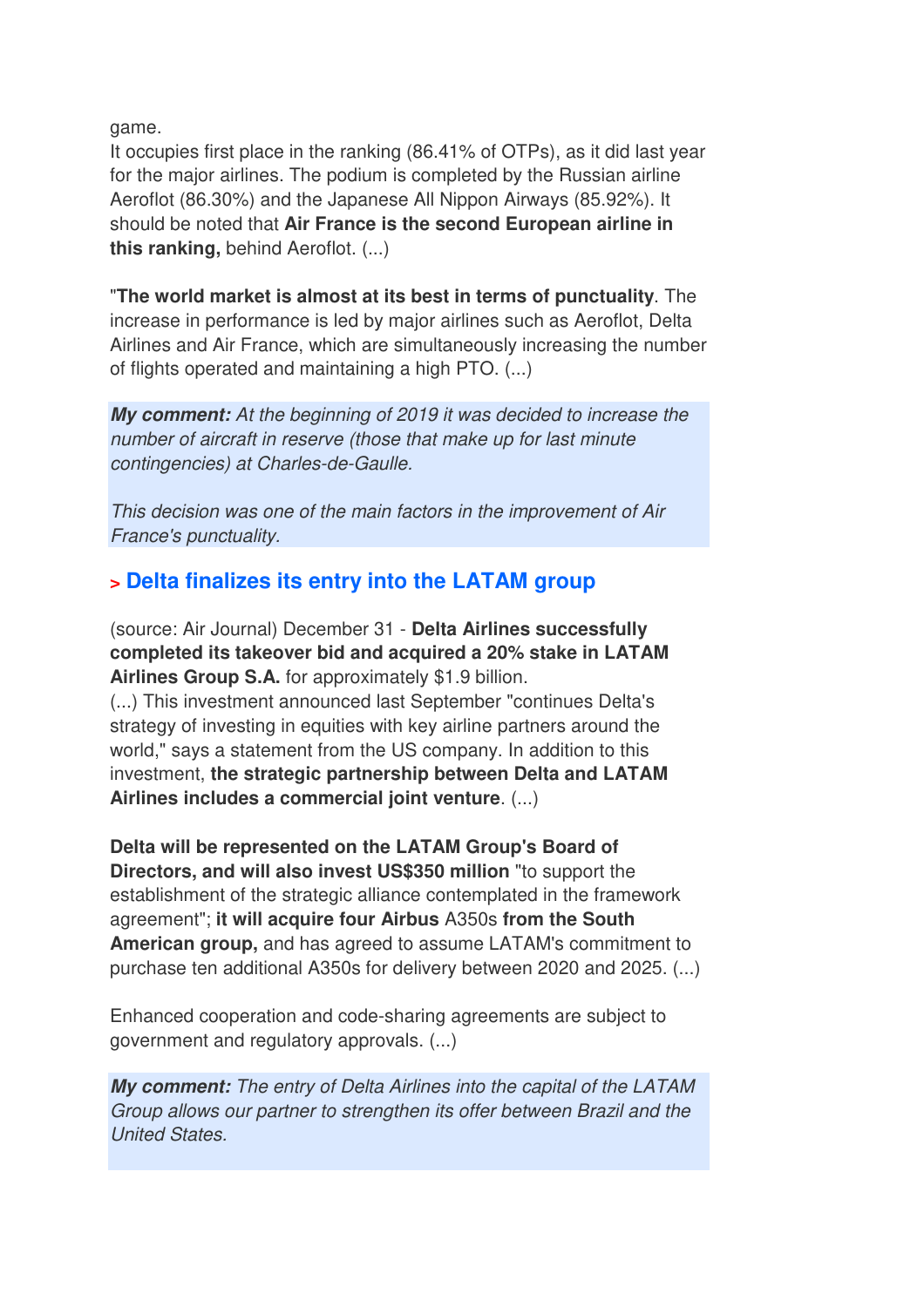game.

It occupies first place in the ranking (86.41% of OTPs), as it did last year for the major airlines. The podium is completed by the Russian airline Aeroflot (86.30%) and the Japanese All Nippon Airways (85.92%). It should be noted that **Air France is the second European airline in this ranking,** behind Aeroflot. (...)

"**The world market is almost at its best in terms of punctuality**. The increase in performance is led by major airlines such as Aeroflot, Delta Airlines and Air France, which are simultaneously increasing the number of flights operated and maintaining a high PTO. (...)

***My comment:*** *At the beginning of 2019 it was decided to increase the number of aircraft in reserve (those that make up for last minute contingencies) at Charles-de-Gaulle.*

*This decision was one of the main factors in the improvement of Air France's punctuality.*

## > Delta finalizes its entry into the LATAM group

(source: Air Journal) December 31 - **Delta Airlines successfully completed its takeover bid and acquired a 20% stake in LATAM Airlines Group S.A.** for approximately $1.9 billion.

(...) This investment announced last September "continues Delta's strategy of investing in equities with key airline partners around the world," says a statement from the US company. In addition to this investment, **the strategic partnership between Delta and LATAM Airlines includes a commercial joint venture**. (...)

**Delta will be represented on the LATAM Group's Board of Directors, and will also invest US$350 million** "to support the establishment of the strategic alliance contemplated in the framework agreement"; **it will acquire four Airbus** A350s **from the South American group,** and has agreed to assume LATAM's commitment to purchase ten additional A350s for delivery between 2020 and 2025. (...)

Enhanced cooperation and code-sharing agreements are subject to government and regulatory approvals. (...)

***My comment:*** *The entry of Delta Airlines into the capital of the LATAM Group allows our partner to strengthen its offer between Brazil and the United States.*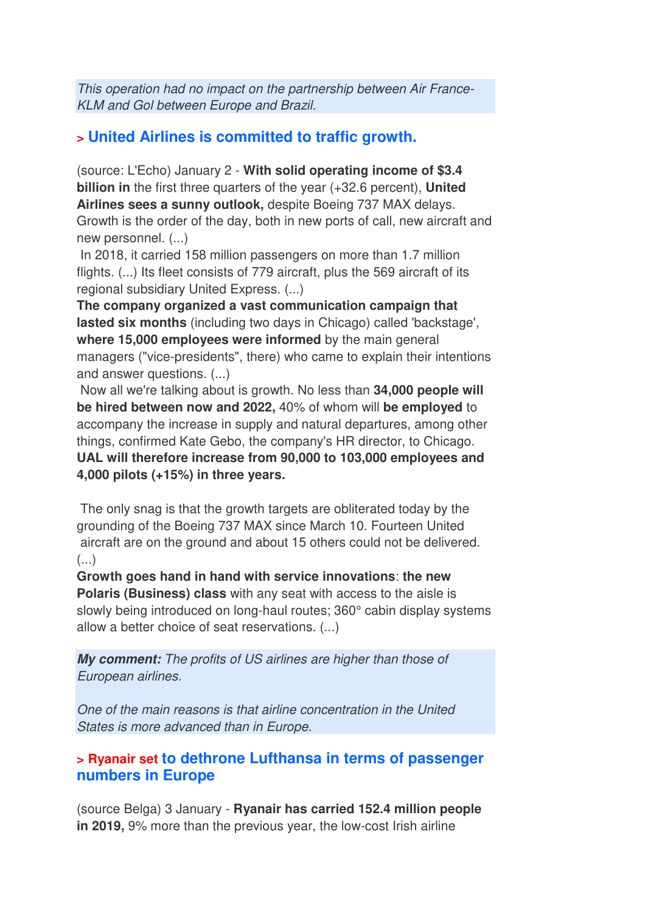*This operation had no impact on the partnership between Air France-KLM and Gol between Europe and Brazil.*

## > United Airlines is committed to traffic growth.

(source: L'Echo) January 2 - **With solid operating income of $3.4 billion in** the first three quarters of the year (+32.6 percent), **United Airlines sees a sunny outlook,** despite Boeing 737 MAX delays. Growth is the order of the day, both in new ports of call, new aircraft and new personnel. (...)

In 2018, it carried 158 million passengers on more than 1.7 million flights. (...) Its fleet consists of 779 aircraft, plus the 569 aircraft of its regional subsidiary United Express. (...)

**The company organized a vast communication campaign that lasted six months** (including two days in Chicago) called 'backstage', **where 15,000 employees were informed** by the main general managers ("vice-presidents", there) who came to explain their intentions and answer questions. (...)

Now all we're talking about is growth. No less than **34,000 people will be hired between now and 2022,** 40% of whom will **be employed** to accompany the increase in supply and natural departures, among other things, confirmed Kate Gebo, the company's HR director, to Chicago. **UAL will therefore increase from 90,000 to 103,000 employees and 4,000 pilots (+15%) in three years.**

The only snag is that the growth targets are obliterated today by the grounding of the Boeing 737 MAX since March 10. Fourteen United aircraft are on the ground and about 15 others could not be delivered. (...)

**Growth goes hand in hand with service innovations**: **the new Polaris (Business) class** with any seat with access to the aisle is slowly being introduced on long-haul routes; 360° cabin display systems allow a better choice of seat reservations. (...)

***My comment:*** *The profits of US airlines are higher than those of European airlines.*

*One of the main reasons is that airline concentration in the United States is more advanced than in Europe.*

## > Ryanair set to dethrone Lufthansa in terms of passenger numbers in Europe

(source Belga) 3 January - **Ryanair has carried 152.4 million people in 2019,** 9% more than the previous year, the low-cost Irish airline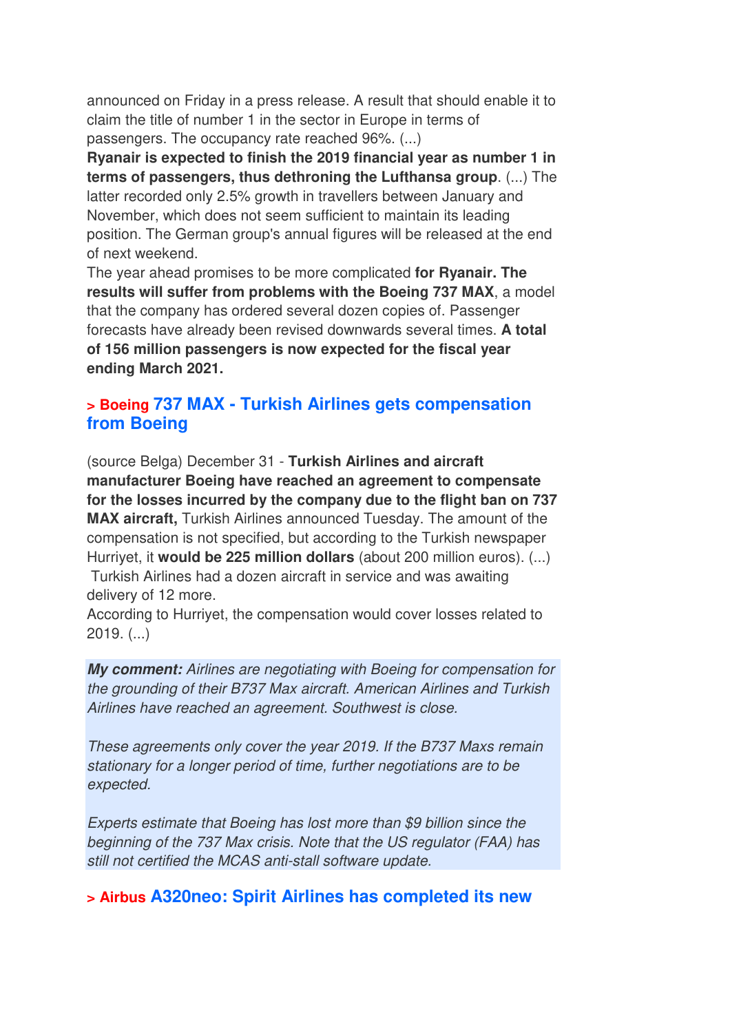announced on Friday in a press release. A result that should enable it to claim the title of number 1 in the sector in Europe in terms of passengers. The occupancy rate reached 96%. (...)
**Ryanair is expected to finish the 2019 financial year as number 1 in terms of passengers, thus dethroning the Lufthansa group**. (...) The latter recorded only 2.5% growth in travellers between January and November, which does not seem sufficient to maintain its leading position. The German group's annual figures will be released at the end of next weekend.
The year ahead promises to be more complicated **for Ryanair. The results will suffer from problems with the Boeing 737 MAX**, a model that the company has ordered several dozen copies of. Passenger forecasts have already been revised downwards several times. **A total of 156 million passengers is now expected for the fiscal year ending March 2021.**

## > Boeing 737 MAX - Turkish Airlines gets compensation from Boeing

(source Belga) December 31 - **Turkish Airlines and aircraft manufacturer Boeing have reached an agreement to compensate for the losses incurred by the company due to the flight ban on 737 MAX aircraft,** Turkish Airlines announced Tuesday. The amount of the compensation is not specified, but according to the Turkish newspaper Hurriyet, it **would be 225 million dollars** (about 200 million euros). (...)
Turkish Airlines had a dozen aircraft in service and was awaiting delivery of 12 more.
According to Hurriyet, the compensation would cover losses related to 2019. (...)

***My comment:*** *Airlines are negotiating with Boeing for compensation for the grounding of their B737 Max aircraft. American Airlines and Turkish Airlines have reached an agreement. Southwest is close.*

*These agreements only cover the year 2019. If the B737 Maxs remain stationary for a longer period of time, further negotiations are to be expected.*

*Experts estimate that Boeing has lost more than $9 billion since the beginning of the 737 Max crisis. Note that the US regulator (FAA) has still not certified the MCAS anti-stall software update.*

## > Airbus A320neo: Spirit Airlines has completed its new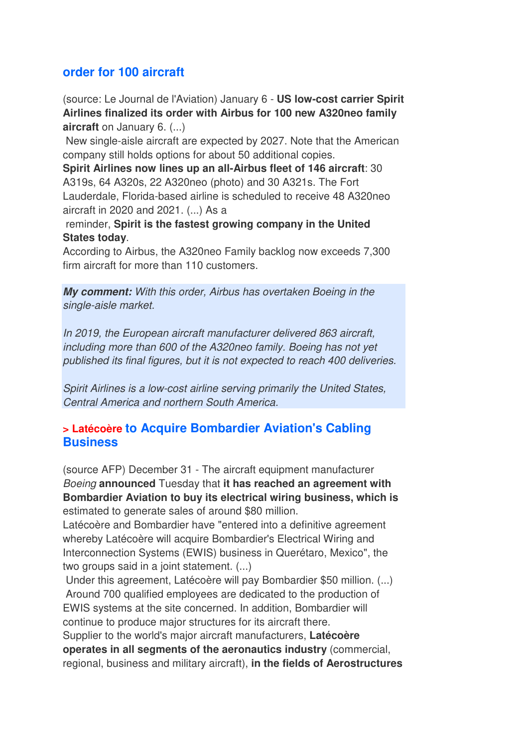## order for 100 aircraft

(source: Le Journal de l'Aviation) January 6 - **US low-cost carrier Spirit Airlines finalized its order with Airbus for 100 new A320neo family aircraft** on January 6. (...)
New single-aisle aircraft are expected by 2027. Note that the American company still holds options for about 50 additional copies.
**Spirit Airlines now lines up an all-Airbus fleet of 146 aircraft**: 30 A319s, 64 A320s, 22 A320neo (photo) and 30 A321s. The Fort Lauderdale, Florida-based airline is scheduled to receive 48 A320neo aircraft in 2020 and 2021. (...) As a reminder, **Spirit is the fastest growing company in the United States today**.
According to Airbus, the A320neo Family backlog now exceeds 7,300 firm aircraft for more than 110 customers.

***My comment:*** *With this order, Airbus has overtaken Boeing in the single-aisle market.*

*In 2019, the European aircraft manufacturer delivered 863 aircraft, including more than 600 of the A320neo family. Boeing has not yet published its final figures, but it is not expected to reach 400 deliveries.*

*Spirit Airlines is a low-cost airline serving primarily the United States, Central America and northern South America.*

## > Latécoère to Acquire Bombardier Aviation's Cabling Business

(source AFP) December 31 - The aircraft equipment manufacturer *Boeing* **announced** Tuesday that **it has reached an agreement with Bombardier Aviation to buy its electrical wiring business, which is** estimated to generate sales of around $80 million.
Latécoère and Bombardier have "entered into a definitive agreement whereby Latécoère will acquire Bombardier's Electrical Wiring and Interconnection Systems (EWIS) business in Querétaro, Mexico", the two groups said in a joint statement. (...)
Under this agreement, Latécoère will pay Bombardier $50 million. (...)
Around 700 qualified employees are dedicated to the production of EWIS systems at the site concerned. In addition, Bombardier will continue to produce major structures for its aircraft there.
Supplier to the world's major aircraft manufacturers, **Latécoère operates in all segments of the aeronautics industry** (commercial, regional, business and military aircraft), **in the fields of Aerostructures**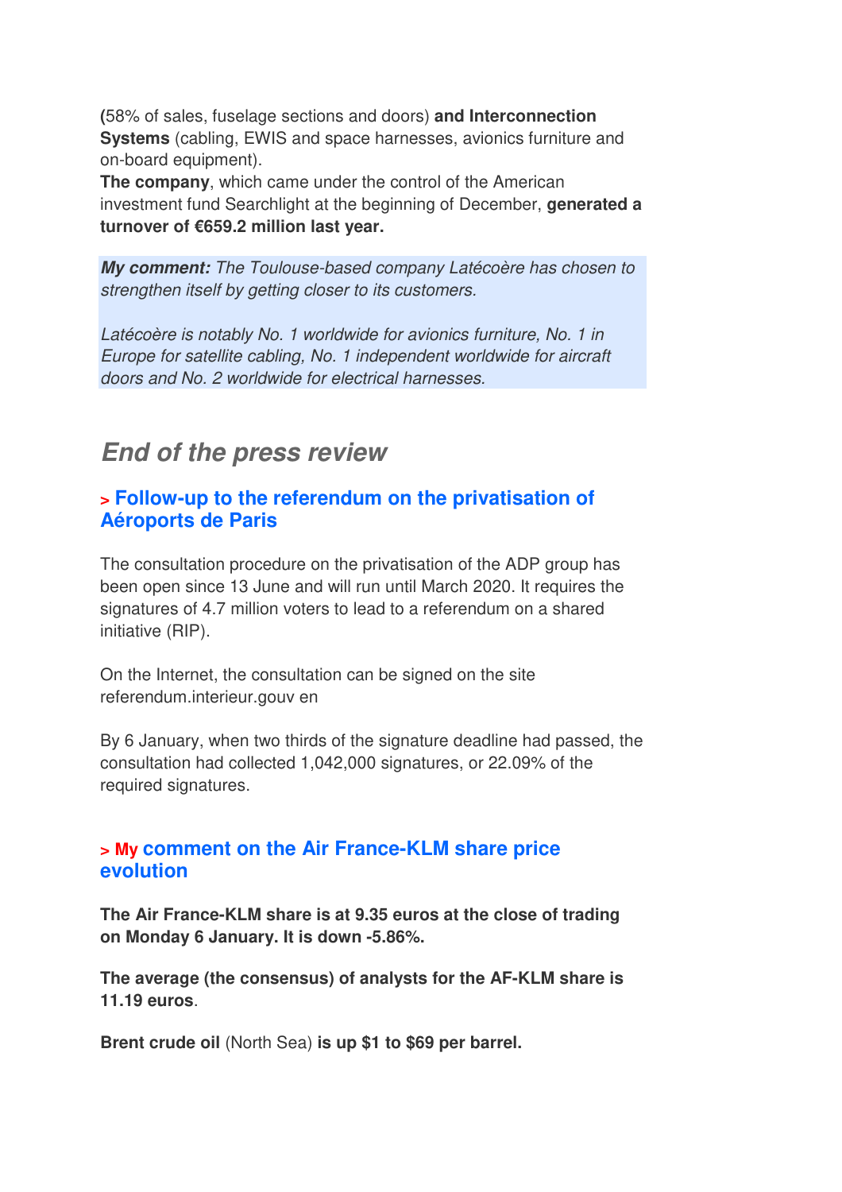**(**58% of sales, fuselage sections and doors) **and Interconnection Systems** (cabling, EWIS and space harnesses, avionics furniture and on-board equipment).

**The company**, which came under the control of the American investment fund Searchlight at the beginning of December, **generated a turnover of €659.2 million last year.**

***My comment:*** *The Toulouse-based company Latécoère has chosen to strengthen itself by getting closer to its customers.*

*Latécoère is notably No. 1 worldwide for avionics furniture, No. 1 in Europe for satellite cabling, No. 1 independent worldwide for aircraft doors and No. 2 worldwide for electrical harnesses.*

## *End of the press review*

### > Follow-up to the referendum on the privatisation of Aéroports de Paris

The consultation procedure on the privatisation of the ADP group has been open since 13 June and will run until March 2020. It requires the signatures of 4.7 million voters to lead to a referendum on a shared initiative (RIP).

On the Internet, the consultation can be signed on the site referendum.interieur.gouv en

By 6 January, when two thirds of the signature deadline had passed, the consultation had collected 1,042,000 signatures, or 22.09% of the required signatures.

### > My comment on the Air France-KLM share price evolution

**The Air France-KLM share is at 9.35 euros at the close of trading on Monday 6 January. It is down -5.86%.**

**The average (the consensus) of analysts for the AF-KLM share is 11.19 euros**.

**Brent crude oil** (North Sea) **is up $1 to $69 per barrel.**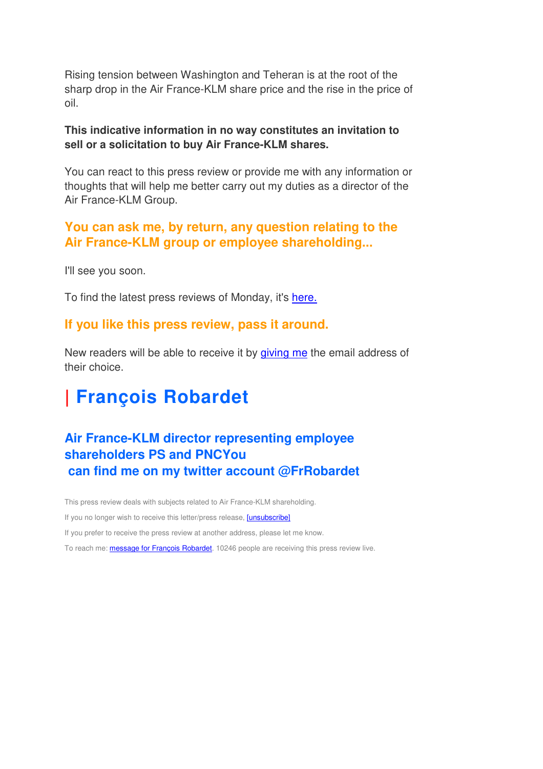Rising tension between Washington and Teheran is at the root of the sharp drop in the Air France-KLM share price and the rise in the price of oil.

**This indicative information in no way constitutes an invitation to sell or a solicitation to buy Air France-KLM shares.**

You can react to this press review or provide me with any information or thoughts that will help me better carry out my duties as a director of the Air France-KLM Group.

### You can ask me, by return, any question relating to the Air France-KLM group or employee shareholding...

I'll see you soon.

To find the latest press reviews of Monday, it's [here.]

### If you like this press review, pass it around.

New readers will be able to receive it by [giving me] the email address of their choice.

# | François Robardet

### Air France-KLM director representing employee shareholders PS and PNCYou can find me on my twitter account @FrRobardet

This press review deals with subjects related to Air France-KLM shareholding.

If you no longer wish to receive this letter/press release, [unsubscribe]

If you prefer to receive the press review at another address, please let me know.

To reach me: [message for François Robardet]. 10246 people are receiving this press review live.